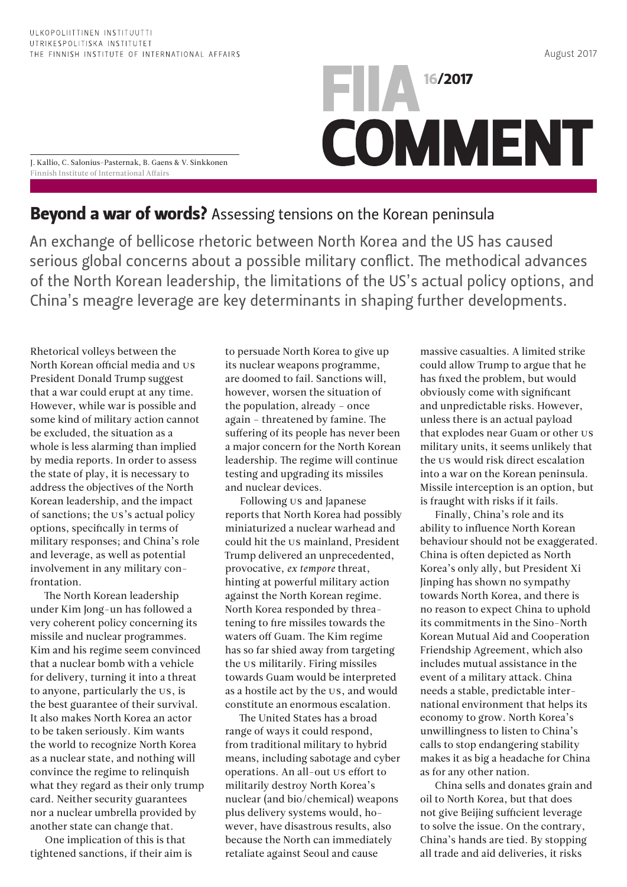ULKOPOLIITTINEN INSTITUUTTI
UTRIKESPOLITISKA INSTITUTET
THE FINNISH INSTITUTE OF INTERNATIONAL AFFAIRS

August 2017

FIIA COMMENT 16/2017

J. Kallio, C. Salonius-Pasternak, B. Gaens & V. Sinkkonen
Finnish Institute of International Affairs

# Beyond a war of words? Assessing tensions on the Korean peninsula

An exchange of bellicose rhetoric between North Korea and the US has caused serious global concerns about a possible military conflict. The methodical advances of the North Korean leadership, the limitations of the US's actual policy options, and China's meagre leverage are key determinants in shaping further developments.

Rhetorical volleys between the North Korean official media and US President Donald Trump suggest that a war could erupt at any time. However, while war is possible and some kind of military action cannot be excluded, the situation as a whole is less alarming than implied by media reports. In order to assess the state of play, it is necessary to address the objectives of the North Korean leadership, and the impact of sanctions; the US's actual policy options, specifically in terms of military responses; and China's role and leverage, as well as potential involvement in any military confrontation.

The North Korean leadership under Kim Jong-un has followed a very coherent policy concerning its missile and nuclear programmes. Kim and his regime seem convinced that a nuclear bomb with a vehicle for delivery, turning it into a threat to anyone, particularly the US, is the best guarantee of their survival. It also makes North Korea an actor to be taken seriously. Kim wants the world to recognize North Korea as a nuclear state, and nothing will convince the regime to relinquish what they regard as their only trump card. Neither security guarantees nor a nuclear umbrella provided by another state can change that.

One implication of this is that tightened sanctions, if their aim is to persuade North Korea to give up its nuclear weapons programme, are doomed to fail. Sanctions will, however, worsen the situation of the population, already – once again – threatened by famine. The suffering of its people has never been a major concern for the North Korean leadership. The regime will continue testing and upgrading its missiles and nuclear devices.

Following US and Japanese reports that North Korea had possibly miniaturized a nuclear warhead and could hit the US mainland, President Trump delivered an unprecedented, provocative, *ex tempore* threat, hinting at powerful military action against the North Korean regime. North Korea responded by threatening to fire missiles towards the waters off Guam. The Kim regime has so far shied away from targeting the US militarily. Firing missiles towards Guam would be interpreted as a hostile act by the US, and would constitute an enormous escalation.

The United States has a broad range of ways it could respond, from traditional military to hybrid means, including sabotage and cyber operations. An all-out US effort to militarily destroy North Korea's nuclear (and bio/chemical) weapons plus delivery systems would, however, have disastrous results, also because the North can immediately retaliate against Seoul and cause massive casualties. A limited strike could allow Trump to argue that he has fixed the problem, but would obviously come with significant and unpredictable risks. However, unless there is an actual payload that explodes near Guam or other US military units, it seems unlikely that the US would risk direct escalation into a war on the Korean peninsula. Missile interception is an option, but is fraught with risks if it fails.

Finally, China's role and its ability to influence North Korean behaviour should not be exaggerated. China is often depicted as North Korea's only ally, but President Xi Jinping has shown no sympathy towards North Korea, and there is no reason to expect China to uphold its commitments in the Sino-North Korean Mutual Aid and Cooperation Friendship Agreement, which also includes mutual assistance in the event of a military attack. China needs a stable, predictable international environment that helps its economy to grow. North Korea's unwillingness to listen to China's calls to stop endangering stability makes it as big a headache for China as for any other nation.

China sells and donates grain and oil to North Korea, but that does not give Beijing sufficient leverage to solve the issue. On the contrary, China's hands are tied. By stopping all trade and aid deliveries, it risks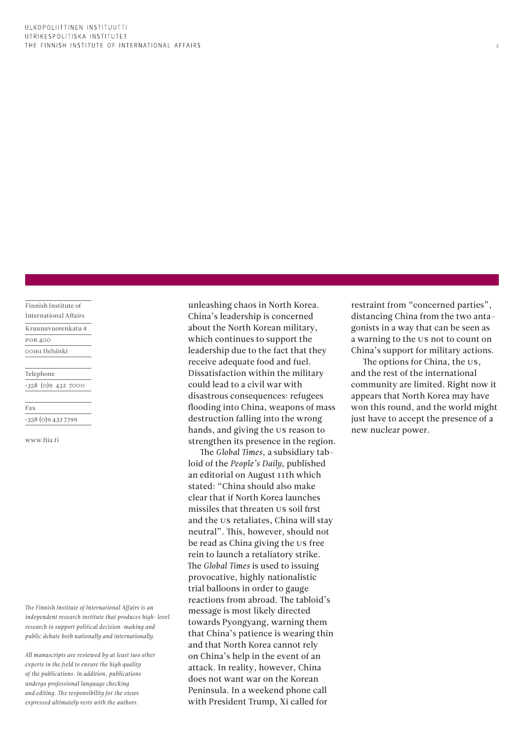unleashing chaos in North Korea. China's leadership is concerned about the North Korean military, which continues to support the leadership due to the fact that they receive adequate food and fuel. Dissatisfaction within the military could lead to a civil war with disastrous consequences: refugees flooding into China, weapons of mass destruction falling into the wrong hands, and giving the US reason to strengthen its presence in the region.

The *Global Times*, a subsidiary tabloid of the *People's Daily*, published an editorial on August 11th which stated: "China should also make clear that if North Korea launches missiles that threaten US soil first and the US retaliates, China will stay neutral". This, however, should not be read as China giving the US free rein to launch a retaliatory strike. The *Global Times* is used to issuing provocative, highly nationalistic trial balloons in order to gauge reactions from abroad. The tabloid's message is most likely directed towards Pyongyang, warning them that China's patience is wearing thin and that North Korea cannot rely on China's help in the event of an attack. In reality, however, China does not want war on the Korean Peninsula. In a weekend phone call with President Trump, Xi called for restraint from "concerned parties", distancing China from the two antagonists in a way that can be seen as a warning to the US not to count on China's support for military actions.

The options for China, the US, and the rest of the international community are limited. Right now it appears that North Korea may have won this round, and the world might just have to accept the presence of a new nuclear power.

Finnish Institute of International Affairs
Kruunuvuorenkatu 4
POB 400
00161 Helsinki

Telephone
+358 (0)9 432 7000

Fax
+358 (0)9 432 7799

www.fiia.fi

*The Finnish Institute of International Affairs is an independent research institute that produces high-level research to support political decision-making and public debate both nationally and internationally.*

*All manuscripts are reviewed by at least two other experts in the field to ensure the high quality of the publications. In addition, publications undergo professional language checking and editing. The responsibility for the views expressed ultimately rests with the authors.*